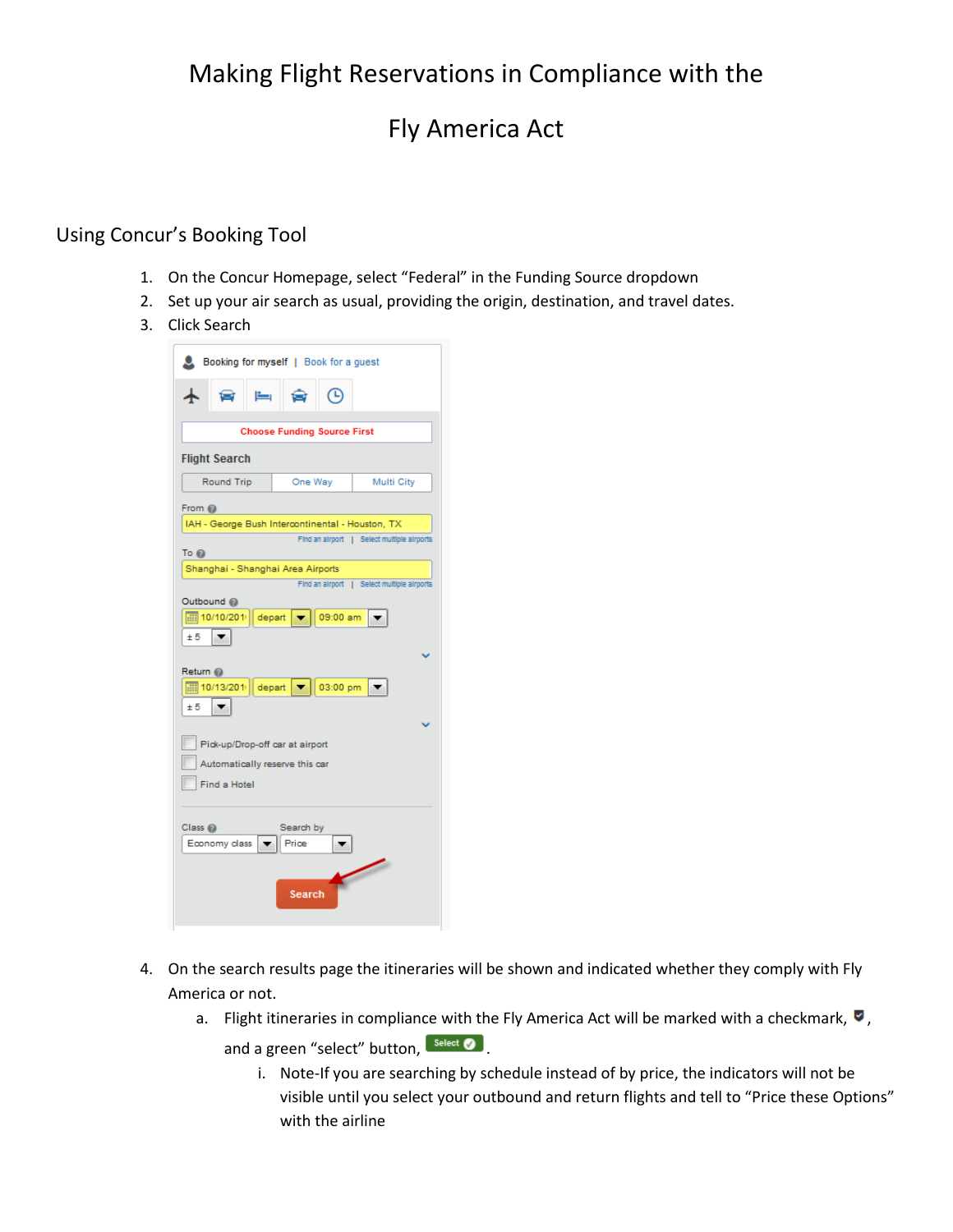# Making Flight Reservations in Compliance with the Fly America Act

## Using Concur's Booking Tool

1. On the Concur Homepage, select "Federal" in the Funding Source dropdown
2. Set up your air search as usual, providing the origin, destination, and travel dates.
3. Click Search

4. On the search results page the itineraries will be shown and indicated whether they comply with Fly America or not.
   a. Flight itineraries in compliance with the Fly America Act will be marked with a checkmark, , and a green "select" button, .
      i. Note-If you are searching by schedule instead of by price, the indicators will not be visible until you select your outbound and return flights and tell to "Price these Options" with the airline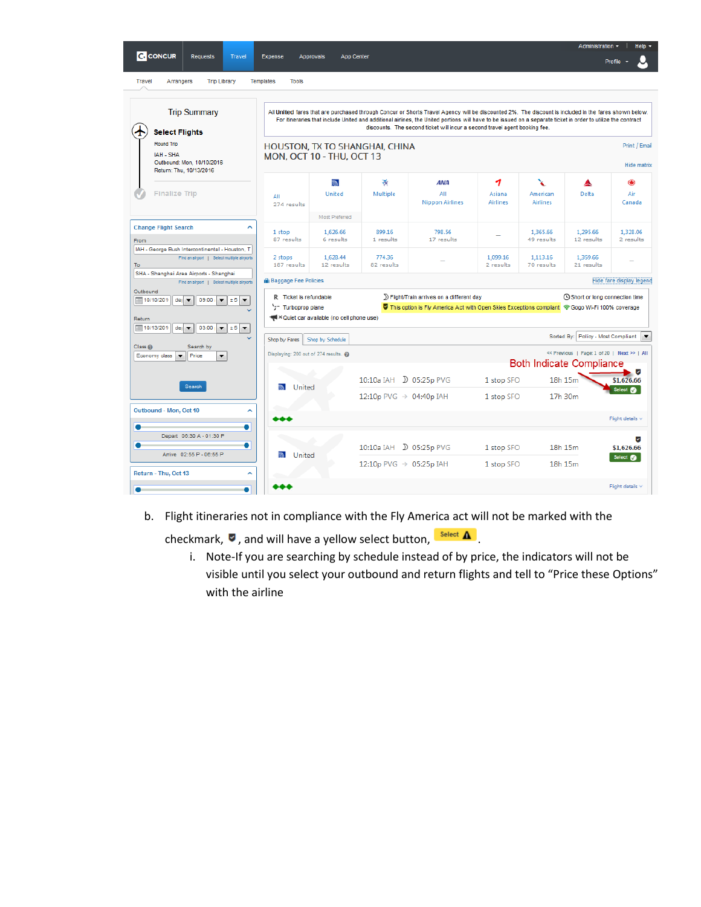b. Flight itineraries not in compliance with the Fly America act will not be marked with the checkmark, , and will have a yellow select button, Select .

    i. Note-If you are searching by schedule instead of by price, the indicators will not be visible until you select your outbound and return flights and tell to "Price these Options" with the airline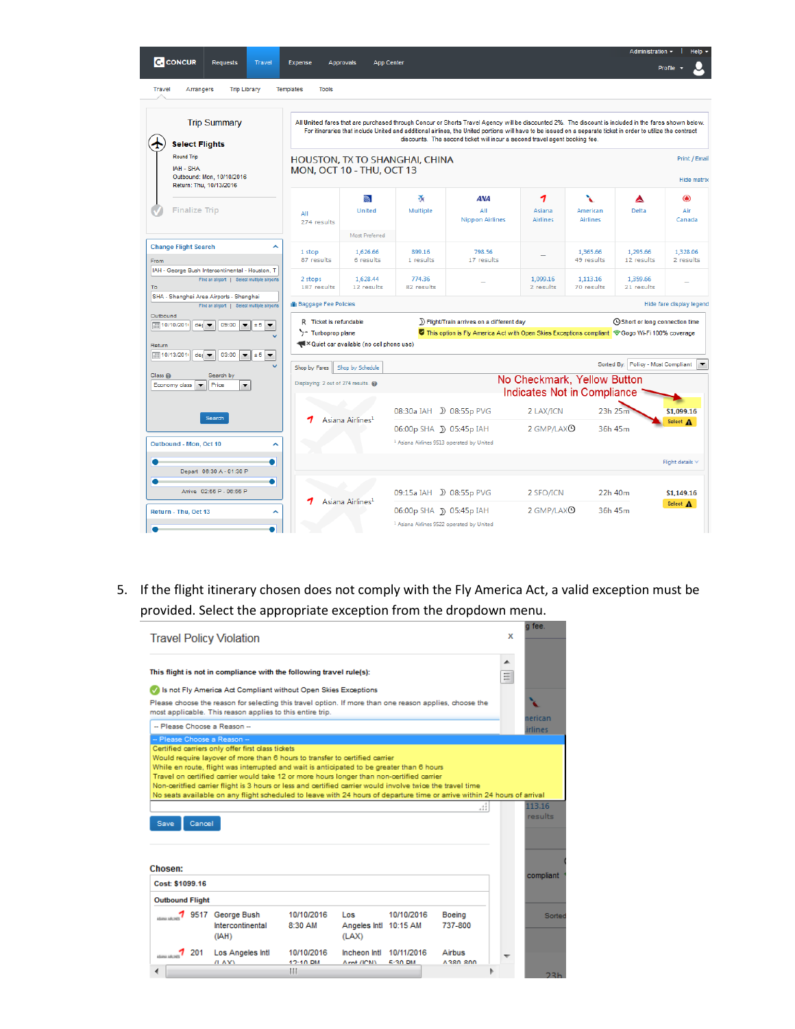5. If the flight itinerary chosen does not comply with the Fly America Act, a valid exception must be provided. Select the appropriate exception from the dropdown menu.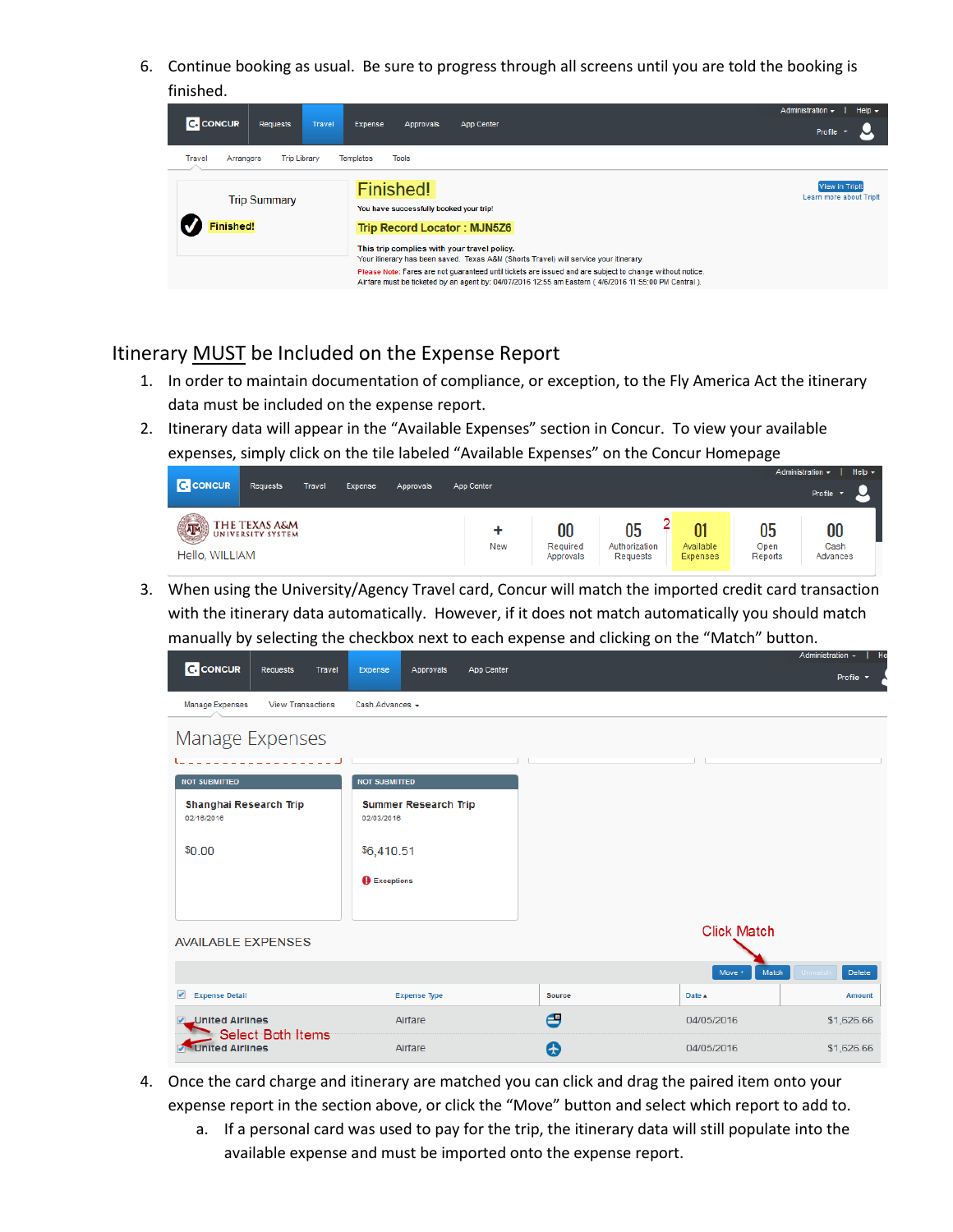6. Continue booking as usual. Be sure to progress through all screens until you are told the booking is finished.

## Itinerary MUST be Included on the Expense Report

1. In order to maintain documentation of compliance, or exception, to the Fly America Act the itinerary data must be included on the expense report.
2. Itinerary data will appear in the "Available Expenses" section in Concur. To view your available expenses, simply click on the tile labeled "Available Expenses" on the Concur Homepage
3. When using the University/Agency Travel card, Concur will match the imported credit card transaction with the itinerary data automatically. However, if it does not match automatically you should match manually by selecting the checkbox next to each expense and clicking on the "Match" button.
4. Once the card charge and itinerary are matched you can click and drag the paired item onto your expense report in the section above, or click the "Move" button and select which report to add to.
    a. If a personal card was used to pay for the trip, the itinerary data will still populate into the available expense and must be imported onto the expense report.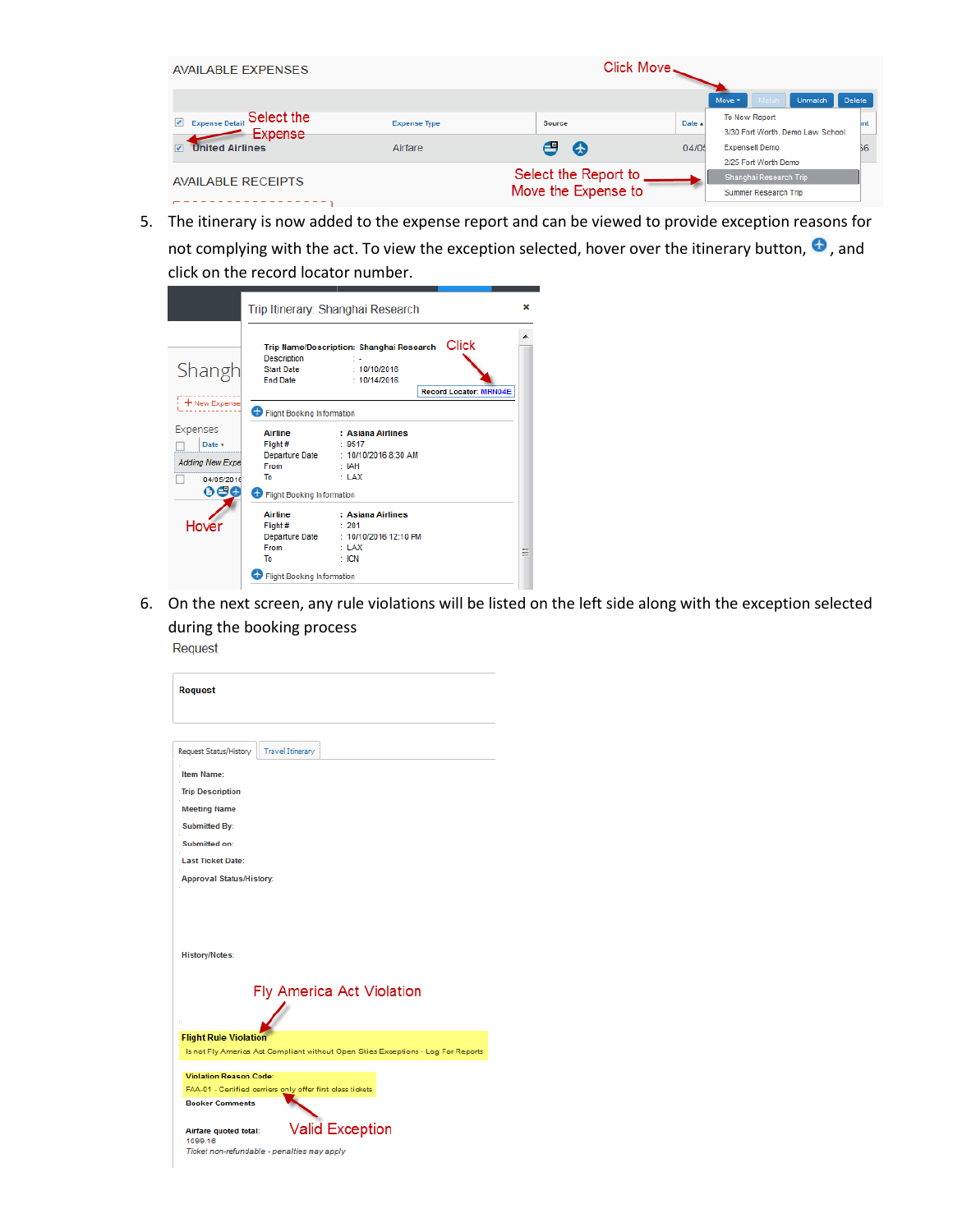AVAILABLE EXPENSES

Click Move

Move ▾ | Match | Unmatch | Delete

Expense Detail | Select the Expense | Expense Type | Source | Date ▴

United Airlines | Airfare | 04/05

To New Report
3/30 Fort Worth, Demo Law School
ExpenseIt Demo
2/25 Fort Worth Demo
Shanghai Research Trip
Summer Research Trip

AVAILABLE RECEIPTS

Select the Report to Move the Expense to

5. The itinerary is now added to the expense report and can be viewed to provide exception reasons for not complying with the act. To view the exception selected, hover over the itinerary button, , and click on the record locator number.

Trip Itinerary: Shanghai Research

Trip Name/Description: Shanghai Research
Description : -
Start Date : 10/10/2016
End Date : 10/14/2016

Click

Record Locator: MRN04E

Flight Booking Information

Airline : Asiana Airlines
Flight # : 0517
Departure Date : 10/10/2016 8:30 AM
From : IAH
To : LAX

Flight Booking Information

Airline : Asiana Airlines
Flight # : 201
Departure Date : 10/10/2016 12:10 PM
From : LAX
To : ICN

Flight Booking Information

Hover

6. On the next screen, any rule violations will be listed on the left side along with the exception selected during the booking process

Request

**Request**

Request Status/History | Travel Itinerary

Item Name:
Trip Description
Meeting Name
Submitted By:
Submitted on:
Last Ticket Date:
Approval Status/History:

History/Notes:

Fly America Act Violation

**Flight Rule Violation**
Is not Fly America Act Compliant without Open Skies Exceptions - Log For Reports

Violation Reason Code:
FAA-01 - Certified carriers only offer first class tickets

Booker Comments

Valid Exception

Airfare quoted total:
1099.16
*Ticket non-refundable - penalties may apply*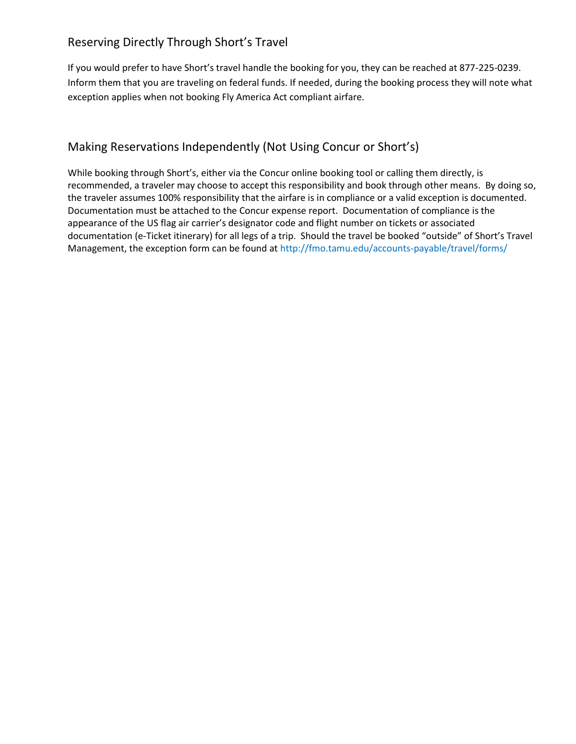## Reserving Directly Through Short's Travel

If you would prefer to have Short's travel handle the booking for you, they can be reached at 877-225-0239. Inform them that you are traveling on federal funds. If needed, during the booking process they will note what exception applies when not booking Fly America Act compliant airfare.

## Making Reservations Independently (Not Using Concur or Short's)

While booking through Short's, either via the Concur online booking tool or calling them directly, is recommended, a traveler may choose to accept this responsibility and book through other means. By doing so, the traveler assumes 100% responsibility that the airfare is in compliance or a valid exception is documented. Documentation must be attached to the Concur expense report. Documentation of compliance is the appearance of the US flag air carrier's designator code and flight number on tickets or associated documentation (e-Ticket itinerary) for all legs of a trip. Should the travel be booked "outside" of Short's Travel Management, the exception form can be found at http://fmo.tamu.edu/accounts-payable/travel/forms/